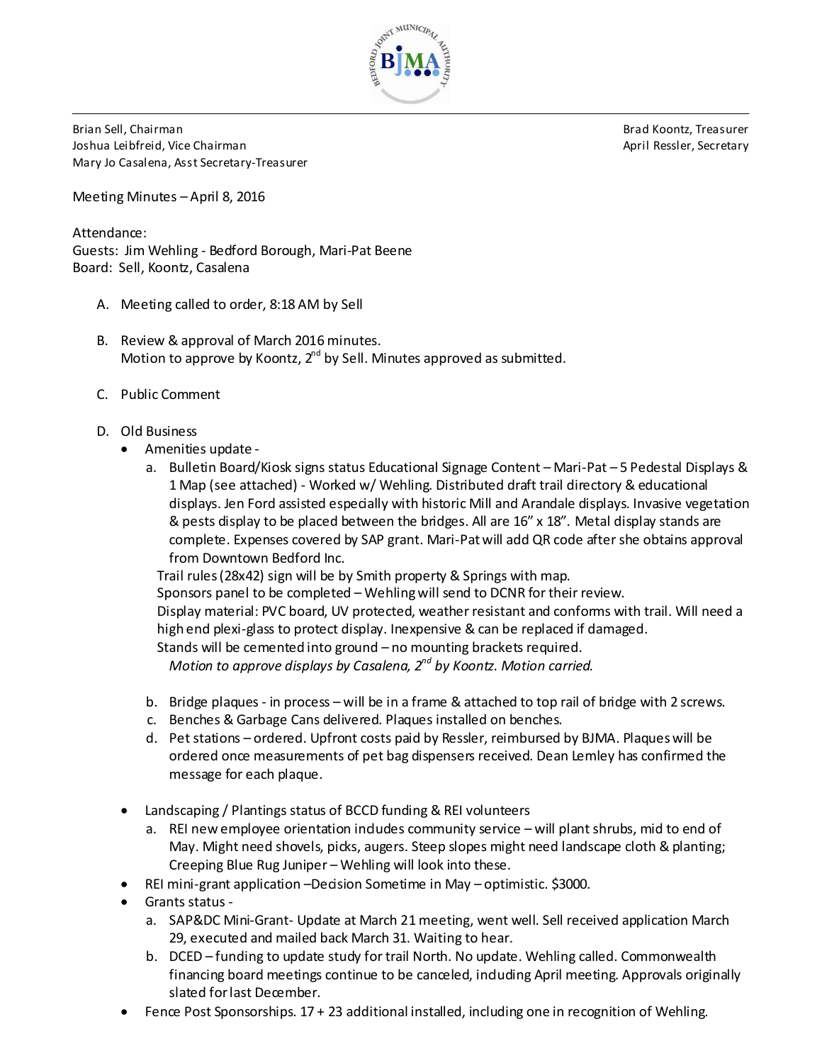Brian Sell, Chairman
Joshua Leibfreid, Vice Chairman
Mary Jo Casalena, Asst Secretary-Treasurer

Brad Koontz, Treasurer
April Ressler, Secretary

Meeting Minutes – April 8, 2016

Attendance:
Guests: Jim Wehling - Bedford Borough, Mari-Pat Beene
Board: Sell, Koontz, Casalena

A. Meeting called to order, 8:18 AM by Sell

B. Review & approval of March 2016 minutes.
   Motion to approve by Koontz, 2nd by Sell. Minutes approved as submitted.

C. Public Comment

D. Old Business
   - Amenities update -
     a. Bulletin Board/Kiosk signs status Educational Signage Content – Mari-Pat – 5 Pedestal Displays & 1 Map (see attached) - Worked w/ Wehling. Distributed draft trail directory & educational displays. Jen Ford assisted especially with historic Mill and Arandale displays. Invasive vegetation & pests display to be placed between the bridges. All are 16" x 18". Metal display stands are complete. Expenses covered by SAP grant. Mari-Pat will add QR code after she obtains approval from Downtown Bedford Inc.
        Trail rules (28x42) sign will be by Smith property & Springs with map.
        Sponsors panel to be completed – Wehling will send to DCNR for their review.
        Display material: PVC board, UV protected, weather resistant and conforms with trail. Will need a high end plexi-glass to protect display. Inexpensive & can be replaced if damaged.
        Stands will be cemented into ground – no mounting brackets required.
        *Motion to approve displays by Casalena, 2nd by Koontz. Motion carried.*
     b. Bridge plaques - in process – will be in a frame & attached to top rail of bridge with 2 screws.
     c. Benches & Garbage Cans delivered. Plaques installed on benches.
     d. Pet stations – ordered. Upfront costs paid by Ressler, reimbursed by BJMA. Plaques will be ordered once measurements of pet bag dispensers received. Dean Lemley has confirmed the message for each plaque.
   - Landscaping / Plantings status of BCCD funding & REI volunteers
     a. REI new employee orientation includes community service – will plant shrubs, mid to end of May. Might need shovels, picks, augers. Steep slopes might need landscape cloth & planting; Creeping Blue Rug Juniper – Wehling will look into these.
   - REI mini-grant application –Decision Sometime in May – optimistic. $3000.
   - Grants status -
     a. SAP&DC Mini-Grant- Update at March 21 meeting, went well. Sell received application March 29, executed and mailed back March 31. Waiting to hear.
     b. DCED – funding to update study for trail North. No update. Wehling called. Commonwealth financing board meetings continue to be canceled, including April meeting. Approvals originally slated for last December.
   - Fence Post Sponsorships. 17 + 23 additional installed, including one in recognition of Wehling.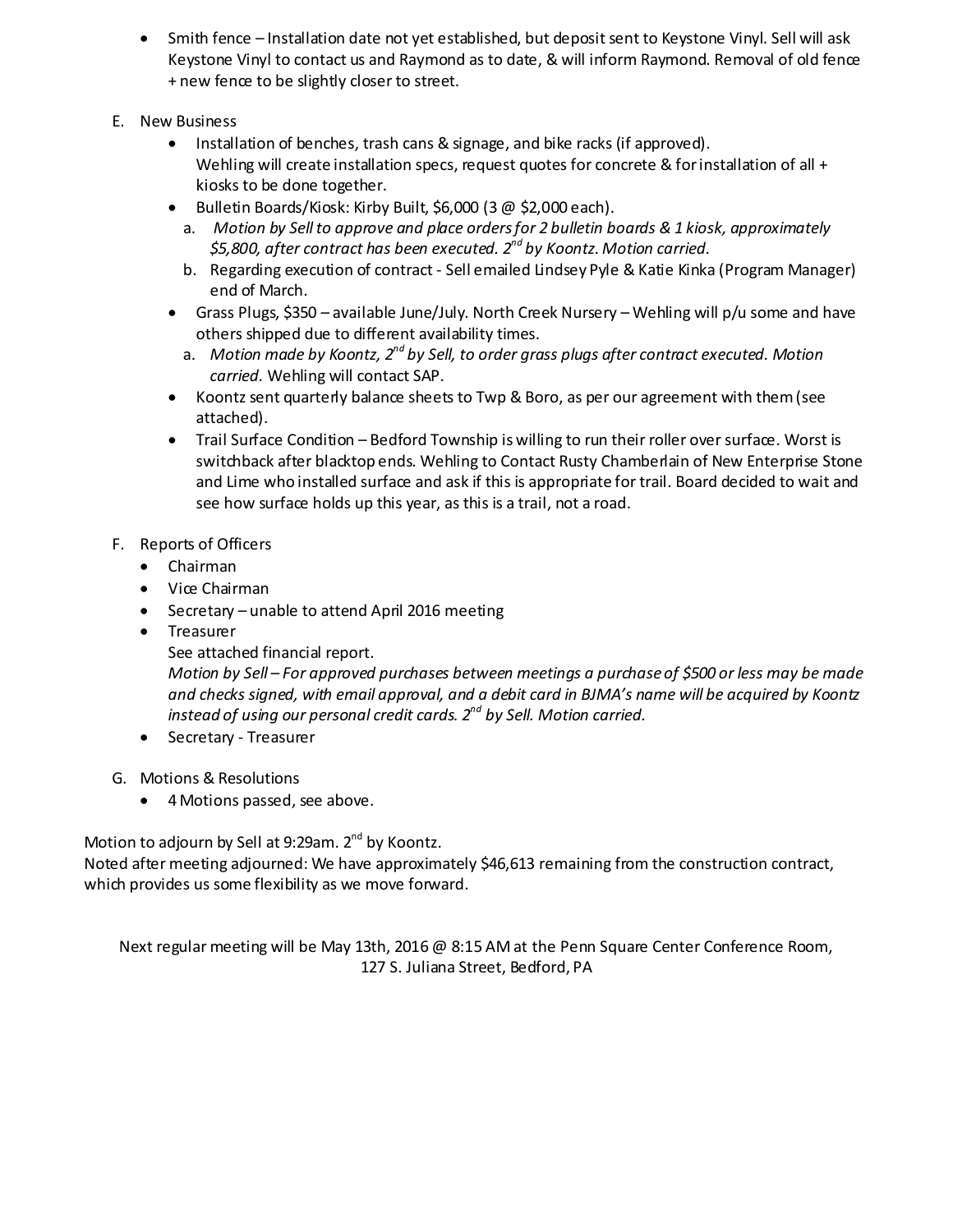- Smith fence – Installation date not yet established, but deposit sent to Keystone Vinyl. Sell will ask Keystone Vinyl to contact us and Raymond as to date, & will inform Raymond. Removal of old fence + new fence to be slightly closer to street.

E. New Business
   - Installation of benches, trash cans & signage, and bike racks (if approved).
     Wehling will create installation specs, request quotes for concrete & for installation of all + kiosks to be done together.
   - Bulletin Boards/Kiosk: Kirby Built, $6,000 (3 @ $2,000 each).
     a. *Motion by Sell to approve and place orders for 2 bulletin boards & 1 kiosk, approximately $5,800, after contract has been executed. 2nd by Koontz. Motion carried.*
     b. Regarding execution of contract - Sell emailed Lindsey Pyle & Katie Kinka (Program Manager) end of March.
   - Grass Plugs, $350 – available June/July. North Creek Nursery – Wehling will p/u some and have others shipped due to different availability times.
     a. *Motion made by Koontz, 2nd by Sell, to order grass plugs after contract executed. Motion carried.* Wehling will contact SAP.
   - Koontz sent quarterly balance sheets to Twp & Boro, as per our agreement with them (see attached).
   - Trail Surface Condition – Bedford Township is willing to run their roller over surface. Worst is switchback after blacktop ends. Wehling to Contact Rusty Chamberlain of New Enterprise Stone and Lime who installed surface and ask if this is appropriate for trail. Board decided to wait and see how surface holds up this year, as this is a trail, not a road.

F. Reports of Officers
   - Chairman
   - Vice Chairman
   - Secretary – unable to attend April 2016 meeting
   - Treasurer
     See attached financial report.
     *Motion by Sell – For approved purchases between meetings a purchase of $500 or less may be made and checks signed, with email approval, and a debit card in BJMA's name will be acquired by Koontz instead of using our personal credit cards. 2nd by Sell. Motion carried.*
   - Secretary - Treasurer

G. Motions & Resolutions
   - 4 Motions passed, see above.

Motion to adjourn by Sell at 9:29am. 2nd by Koontz.
Noted after meeting adjourned: We have approximately $46,613 remaining from the construction contract, which provides us some flexibility as we move forward.

Next regular meeting will be May 13th, 2016 @ 8:15 AM at the Penn Square Center Conference Room, 127 S. Juliana Street, Bedford, PA